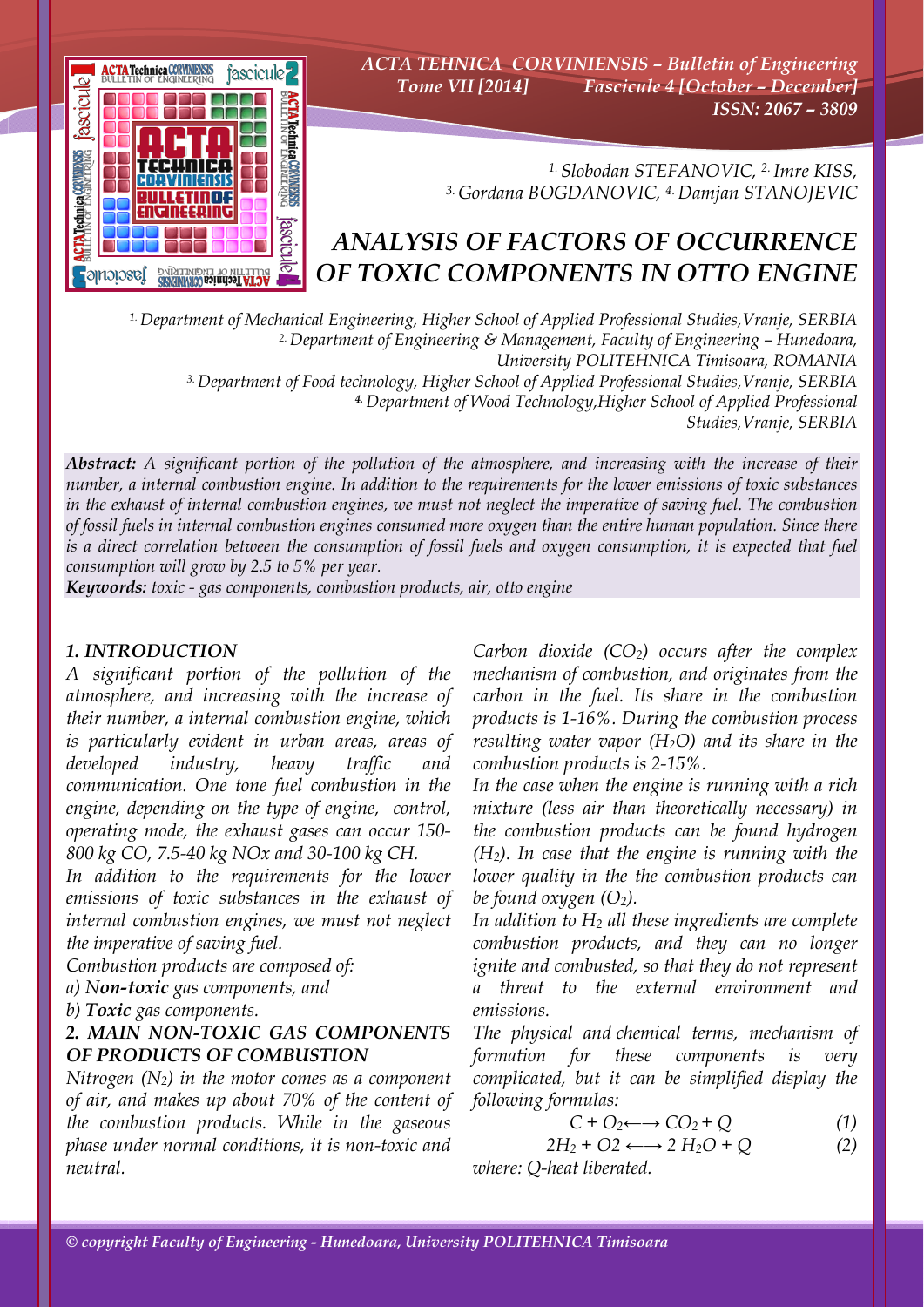# ANALYSIS OF FACTORS OF OCCURRENCE OF TOXIC COMPONENTS IN OTTO ENGINE

[1.] Slobodan STEFANOVIC, [2.] Imre KISS, [3.] Gordana BOGDANOVIC, [4.] Damjan STANOJEVIC

[1.] Department of Mechanical Engineering, Higher School of Applied Professional Studies,Vranje, SERBIA
[2.] Department of Engineering & Management, Faculty of Engineering – Hunedoara, University POLITEHNICA Timisoara, ROMANIA
[3.] Department of Food technology, Higher School of Applied Professional Studies,Vranje, SERBIA
[4.] Department of Wood Technology,Higher School of Applied Professional Studies,Vranje, SERBIA

***Abstract:*** *A significant portion of the pollution of the atmosphere, and increasing with the increase of their number, a internal combustion engine. In addition to the requirements for the lower emissions of toxic substances in the exhaust of internal combustion engines, we must not neglect the imperative of saving fuel. The combustion of fossil fuels in internal combustion engines consumed more oxygen than the entire human population. Since there is a direct correlation between the consumption of fossil fuels and oxygen consumption, it is expected that fuel consumption will grow by 2.5 to 5% per year.*

***Keywords:*** *toxic - gas components, combustion products, air, otto engine*

## 1. INTRODUCTION

*A significant portion of the pollution of the atmosphere, and increasing with the increase of their number, a internal combustion engine, which is particularly evident in urban areas, areas of developed industry, heavy traffic and communication. One tone fuel combustion in the engine, depending on the type of engine, control, operating mode, the exhaust gases can occur 150-800 kg CO, 7.5-40 kg NOx and 30-100 kg CH.*

*In addition to the requirements for the lower emissions of toxic substances in the exhaust of internal combustion engines, we must not neglect the imperative of saving fuel.*

*Combustion products are composed of:*

*a) N**on-toxic** gas components, and*

*b) **Toxic** gas components.*

## 2. MAIN NON-TOXIC GAS COMPONENTS OF PRODUCTS OF COMBUSTION

*Nitrogen ($N_2$) in the motor comes as a component of air, and makes up about 70% of the content of the combustion products. While in the gaseous phase under normal conditions, it is non-toxic and neutral.*

*Carbon dioxide ($CO_2$) occurs after the complex mechanism of combustion, and originates from the carbon in the fuel. Its share in the combustion products is 1-16%. During the combustion process resulting water vapor ($H_2O$) and its share in the combustion products is 2-15%.*

*In the case when the engine is running with a rich mixture (less air than theoretically necessary) in the combustion products can be found hydrogen ($H_2$). In case that the engine is running with the lower quality in the the combustion products can be found oxygen ($O_2$).*

*In addition to $H_2$ all these ingredients are complete combustion products, and they can no longer ignite and combusted, so that they do not represent a threat to the external environment and emissions.*

*The physical and chemical terms, mechanism of formation for these components is very complicated, but it can be simplified display the following formulas:*

$$C + O_2 \longleftrightarrow CO_2 + Q \tag{1}$$

$$2H_2 + O2 \longleftrightarrow 2\,H_2O + Q \tag{2}$$

*where: Q-heat liberated.*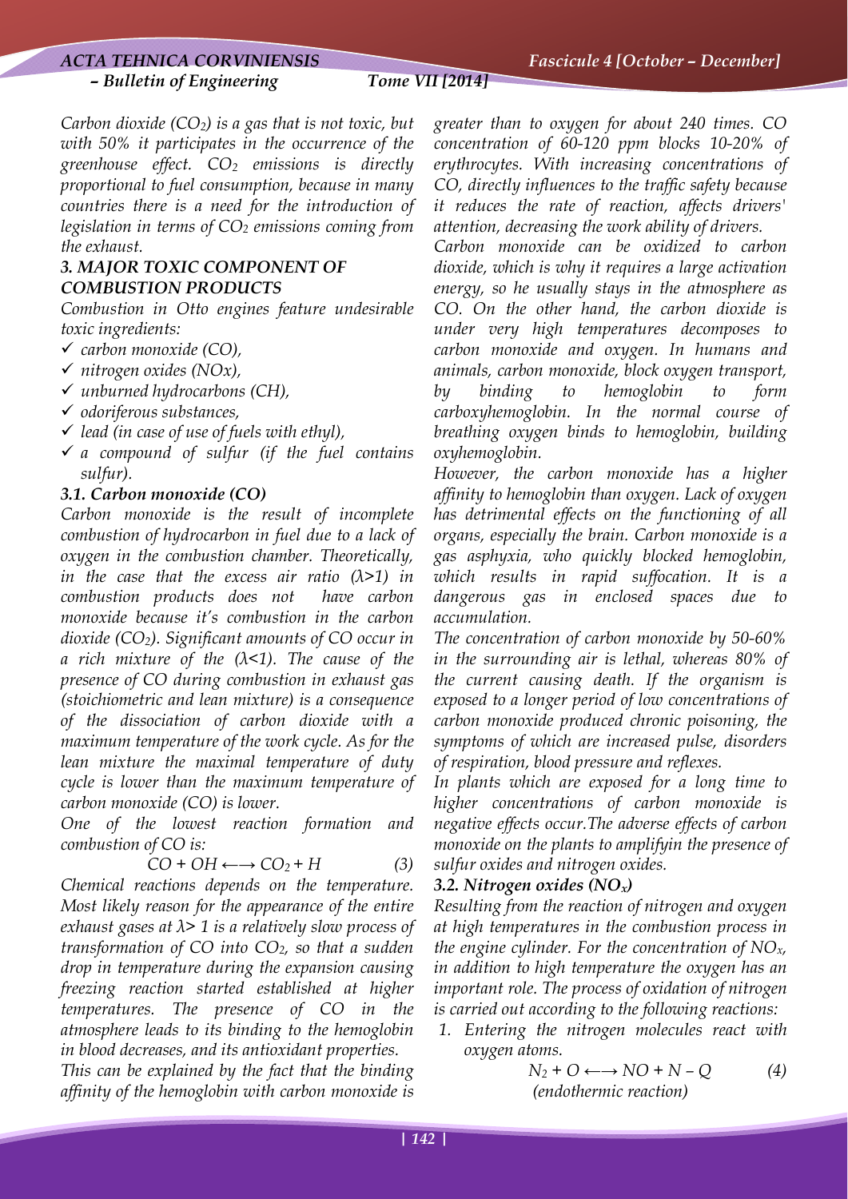*Carbon dioxide ($CO_2$) is a gas that is not toxic, but with 50% it participates in the occurrence of the greenhouse effect. $CO_2$ emissions is directly proportional to fuel consumption, because in many countries there is a need for the introduction of legislation in terms of $CO_2$ emissions coming from the exhaust.*

### *3. MAJOR TOXIC COMPONENT OF COMBUSTION PRODUCTS*

*Combustion in Otto engines feature undesirable toxic ingredients:*

- ✓ *carbon monoxide (CO),*
- ✓ *nitrogen oxides (NOx),*
- ✓ *unburned hydrocarbons (CH),*
- ✓ *odoriferous substances,*
- ✓ *lead (in case of use of fuels with ethyl),*
- ✓ *a compound of sulfur (if the fuel contains sulfur).*

#### *3.1. Carbon monoxide (CO)*

*Carbon monoxide is the result of incomplete combustion of hydrocarbon in fuel due to a lack of oxygen in the combustion chamber. Theoretically, in the case that the excess air ratio ($\lambda>1$) in combustion products does not have carbon monoxide because it's combustion in the carbon dioxide ($CO_2$). Significant amounts of CO occur in a rich mixture of the ($\lambda<1$). The cause of the presence of CO during combustion in exhaust gas (stoichiometric and lean mixture) is a consequence of the dissociation of carbon dioxide with a maximum temperature of the work cycle. As for the lean mixture the maximal temperature of duty cycle is lower than the maximum temperature of carbon monoxide (CO) is lower.*

*One of the lowest reaction formation and combustion of CO is:*

$$CO + OH \longleftrightarrow CO_2 + H \qquad (3)$$

*Chemical reactions depends on the temperature. Most likely reason for the appearance of the entire exhaust gases at $\lambda> 1$ is a relatively slow process of transformation of CO into $CO_2$, so that a sudden drop in temperature during the expansion causing freezing reaction started established at higher temperatures. The presence of CO in the atmosphere leads to its binding to the hemoglobin in blood decreases, and its antioxidant properties.*

*This can be explained by the fact that the binding affinity of the hemoglobin with carbon monoxide is greater than to oxygen for about 240 times. CO concentration of 60-120 ppm blocks 10-20% of erythrocytes. With increasing concentrations of CO, directly influences to the traffic safety because it reduces the rate of reaction, affects drivers' attention, decreasing the work ability of drivers.*

*Carbon monoxide can be oxidized to carbon dioxide, which is why it requires a large activation energy, so he usually stays in the atmosphere as CO. On the other hand, the carbon dioxide is under very high temperatures decomposes to carbon monoxide and oxygen. In humans and animals, carbon monoxide, block oxygen transport, by binding to hemoglobin to form carboxyhemoglobin. In the normal course of breathing oxygen binds to hemoglobin, building oxyhemoglobin.*

*However, the carbon monoxide has a higher affinity to hemoglobin than oxygen. Lack of oxygen has detrimental effects on the functioning of all organs, especially the brain. Carbon monoxide is a gas asphyxia, who quickly blocked hemoglobin, which results in rapid suffocation. It is a dangerous gas in enclosed spaces due to accumulation.*

*The concentration of carbon monoxide by 50-60% in the surrounding air is lethal, whereas 80% of the current causing death. If the organism is exposed to a longer period of low concentrations of carbon monoxide produced chronic poisoning, the symptoms of which are increased pulse, disorders of respiration, blood pressure and reflexes.*

*In plants which are exposed for a long time to higher concentrations of carbon monoxide is negative effects occur.The adverse effects of carbon monoxide on the plants to amplifyin the presence of sulfur oxides and nitrogen oxides.*

#### *3.2. Nitrogen oxides ($NO_x$)*

*Resulting from the reaction of nitrogen and oxygen at high temperatures in the combustion process in the engine cylinder. For the concentration of $NO_x$, in addition to high temperature the oxygen has an important role. The process of oxidation of nitrogen is carried out according to the following reactions:*

1. *Entering the nitrogen molecules react with oxygen atoms.*

$$N_2 + O \longleftrightarrow NO + N - Q \qquad (4)$$

*(endothermic reaction)*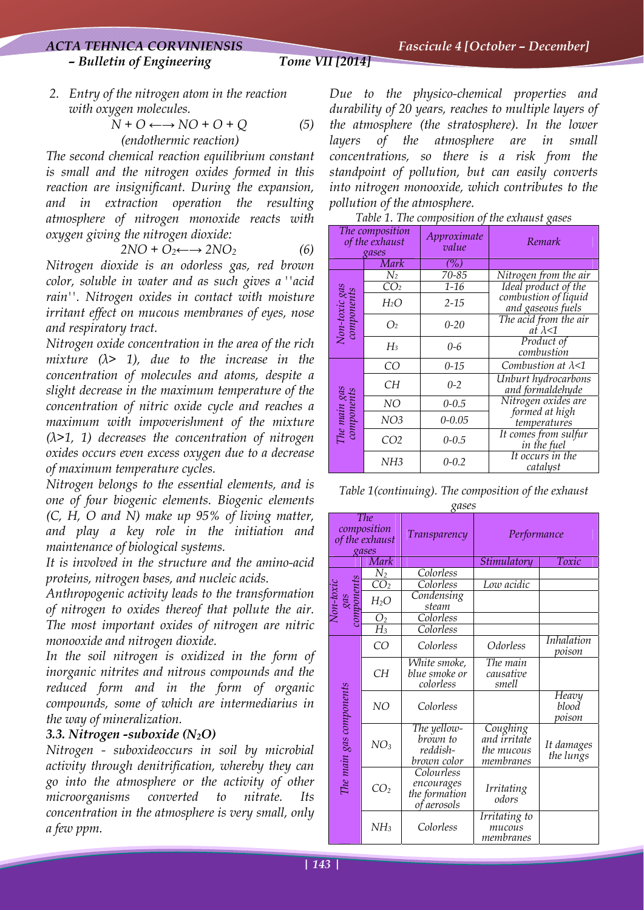2. Entry of the nitrogen atom in the reaction with oxygen molecules.

$$N + O \longleftrightarrow NO + O + Q \quad (5)$$

(endothermic reaction)

The second chemical reaction equilibrium constant is small and the nitrogen oxides formed in this reaction are insignificant. During the expansion, and in extraction operation the resulting atmosphere of nitrogen monoxide reacts with oxygen giving the nitrogen dioxide:

$$2NO + O_2 \longleftrightarrow 2NO_2 \quad (6)$$

Nitrogen dioxide is an odorless gas, red brown color, soluble in water and as such gives a ''acid rain''. Nitrogen oxides in contact with moisture irritant effect on mucous membranes of eyes, nose and respiratory tract.

Nitrogen oxide concentration in the area of the rich mixture ($\lambda > 1$), due to the increase in the concentration of molecules and atoms, despite a slight decrease in the maximum temperature of the concentration of nitric oxide cycle and reaches a maximum with impoverishment of the mixture ($\lambda>1$, 1) decreases the concentration of nitrogen oxides occurs even excess oxygen due to a decrease of maximum temperature cycles.

Nitrogen belongs to the essential elements, and is one of four biogenic elements. Biogenic elements (C, H, O and N) make up 95% of living matter, and play a key role in the initiation and maintenance of biological systems.

It is involved in the structure and the amino-acid proteins, nitrogen bases, and nucleic acids.

Anthropogenic activity leads to the transformation of nitrogen to oxides thereof that pollute the air. The most important oxides of nitrogen are nitric monooxide and nitrogen dioxide.

In the soil nitrogen is oxidized in the form of inorganic nitrites and nitrous compounds and the reduced form and in the form of organic compounds, some of which are intermediarius in the way of mineralization.

### 3.3. Nitrogen -suboxide ($N_2O$)

Nitrogen - suboxideoccurs in soil by microbial activity through denitrification, whereby they can go into the atmosphere or the activity of other microorganisms converted to nitrate. Its concentration in the atmosphere is very small, only a few ppm.

Due to the physico-chemical properties and durability of 20 years, reaches to multiple layers of the atmosphere (the stratosphere). In the lower layers of the atmosphere are in small concentrations, so there is a risk from the standpoint of pollution, but can easily converts into nitrogen monooxide, which contributes to the pollution of the atmosphere.

Table 1. The composition of the exhaust gases

| The composition of the exhaust gases | | Approximate value | Remark |
|---|---|---|---|
| | Mark | (%) | |
| Non-toxic gas components | $N_2$ | 70-85 | Nitrogen from the air |
| | $CO_2$ | 1-16 | Ideal product of the combustion of liquid and gaseous fuels |
| | $H_2O$ | 2-15 | |
| | $O_2$ | 0-20 | The acid from the air at $\lambda<1$ |
| | $H_3$ | 0-6 | Product of combustion |
| The main gas components | CO | 0-15 | Combustion at $\lambda<1$ |
| | CH | 0-2 | Unburt hydrocarbons and formaldehyde |
| | NO | 0-0.5 | Nitrogen oxides are formed at high temperatures |
| | NO3 | 0-0.05 | |
| | CO2 | 0-0.5 | It comes from sulfur in the fuel |
| | NH3 | 0-0.2 | It occurs in the catalyst |

Table 1(continuing). The composition of the exhaust gases

| The composition of the exhaust gases | | Transparency | Performance | |
|---|---|---|---|---|
| | Mark | | Stimulatory | Toxic |
| Non-toxic gas components | $N_2$ | Colorless | | |
| | $CO_2$ | Colorless | Low acidic | |
| | $H_2O$ | Condensing steam | | |
| | $O_2$ | Colorless | | |
| | $H_3$ | Colorless | | |
| The main gas components | CO | Colorless | Odorless | Inhalation poison |
| | CH | White smoke, blue smoke or colorless | The main causative smell | |
| | NO | Colorless | | Heavy blood poison |
| | $NO_3$ | The yellow-brown to reddish-brown color | Coughing and irritate the mucous membranes | It damages the lungs |
| | $CO_2$ | Colourless encourages the formation of aerosols | Irritating odors | |
| | $NH_3$ | Colorless | Irritating to mucous membranes | |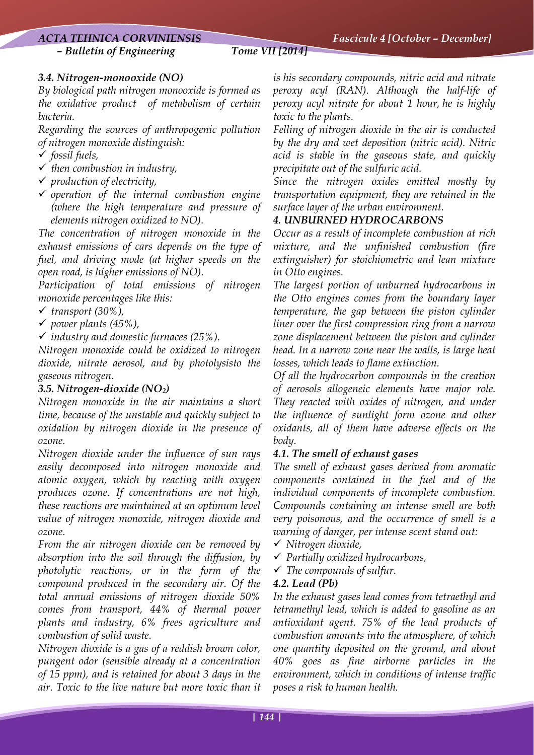### 3.4. Nitrogen-monooxide (NO)

*By biological path nitrogen monooxide is formed as the oxidative product of metabolism of certain bacteria.*

*Regarding the sources of anthropogenic pollution of nitrogen monoxide distinguish:*

- *fossil fuels,*
- *then combustion in industry,*
- *production of electricity,*
- *operation of the internal combustion engine (where the high temperature and pressure of elements nitrogen oxidized to NO).*

*The concentration of nitrogen monoxide in the exhaust emissions of cars depends on the type of fuel, and driving mode (at higher speeds on the open road, is higher emissions of NO).*

*Participation of total emissions of nitrogen monoxide percentages like this:*

- *transport (30%),*
- *power plants (45%),*
- *industry and domestic furnaces (25%).*

*Nitrogen monoxide could be oxidized to nitrogen dioxide, nitrate aerosol, and by photolysisto the gaseous nitrogen.*

### 3.5. Nitrogen-dioxide ($NO_2$)

*Nitrogen monoxide in the air maintains a short time, because of the unstable and quickly subject to oxidation by nitrogen dioxide in the presence of ozone.*

*Nitrogen dioxide under the influence of sun rays easily decomposed into nitrogen monoxide and atomic oxygen, which by reacting with oxygen produces ozone. If concentrations are not high, these reactions are maintained at an optimum level value of nitrogen monoxide, nitrogen dioxide and ozone.*

*From the air nitrogen dioxide can be removed by absorption into the soil through the diffusion, by photolytic reactions, or in the form of the compound produced in the secondary air. Of the total annual emissions of nitrogen dioxide 50% comes from transport, 44% of thermal power plants and industry, 6% frees agriculture and combustion of solid waste.*

*Nitrogen dioxide is a gas of a reddish brown color, pungent odor (sensible already at a concentration of 15 ppm), and is retained for about 3 days in the air. Toxic to the live nature but more toxic than it is his secondary compounds, nitric acid and nitrate peroxy acyl (RAN). Although the half-life of peroxy acyl nitrate for about 1 hour, he is highly toxic to the plants.*

*Felling of nitrogen dioxide in the air is conducted by the dry and wet deposition (nitric acid). Nitric acid is stable in the gaseous state, and quickly precipitate out of the sulfuric acid.*

*Since the nitrogen oxides emitted mostly by transportation equipment, they are retained in the surface layer of the urban environment.*

## 4. UNBURNED HYDROCARBONS

*Occur as a result of incomplete combustion at rich mixture, and the unfinished combustion (fire extinguisher) for stoichiometric and lean mixture in Otto engines.*

*The largest portion of unburned hydrocarbons in the Otto engines comes from the boundary layer temperature, the gap between the piston cylinder liner over the first compression ring from a narrow zone displacement between the piston and cylinder head. In a narrow zone near the walls, is large heat losses, which leads to flame extinction.*

*Of all the hydrocarbon compounds in the creation of aerosols allogeneic elements have major role. They reacted with oxides of nitrogen, and under the influence of sunlight form ozone and other oxidants, all of them have adverse effects on the body.*

### 4.1. The smell of exhaust gases

*The smell of exhaust gases derived from aromatic components contained in the fuel and of the individual components of incomplete combustion. Compounds containing an intense smell are both very poisonous, and the occurrence of smell is a warning of danger, per intense scent stand out:*

- *Nitrogen dioxide,*
- *Partially oxidized hydrocarbons,*
- *The compounds of sulfur.*

### 4.2. Lead (Pb)

*In the exhaust gases lead comes from tetraethyl and tetramethyl lead, which is added to gasoline as an antioxidant agent. 75% of the lead products of combustion amounts into the atmosphere, of which one quantity deposited on the ground, and about 40% goes as fine airborne particles in the environment, which in conditions of intense traffic poses a risk to human health.*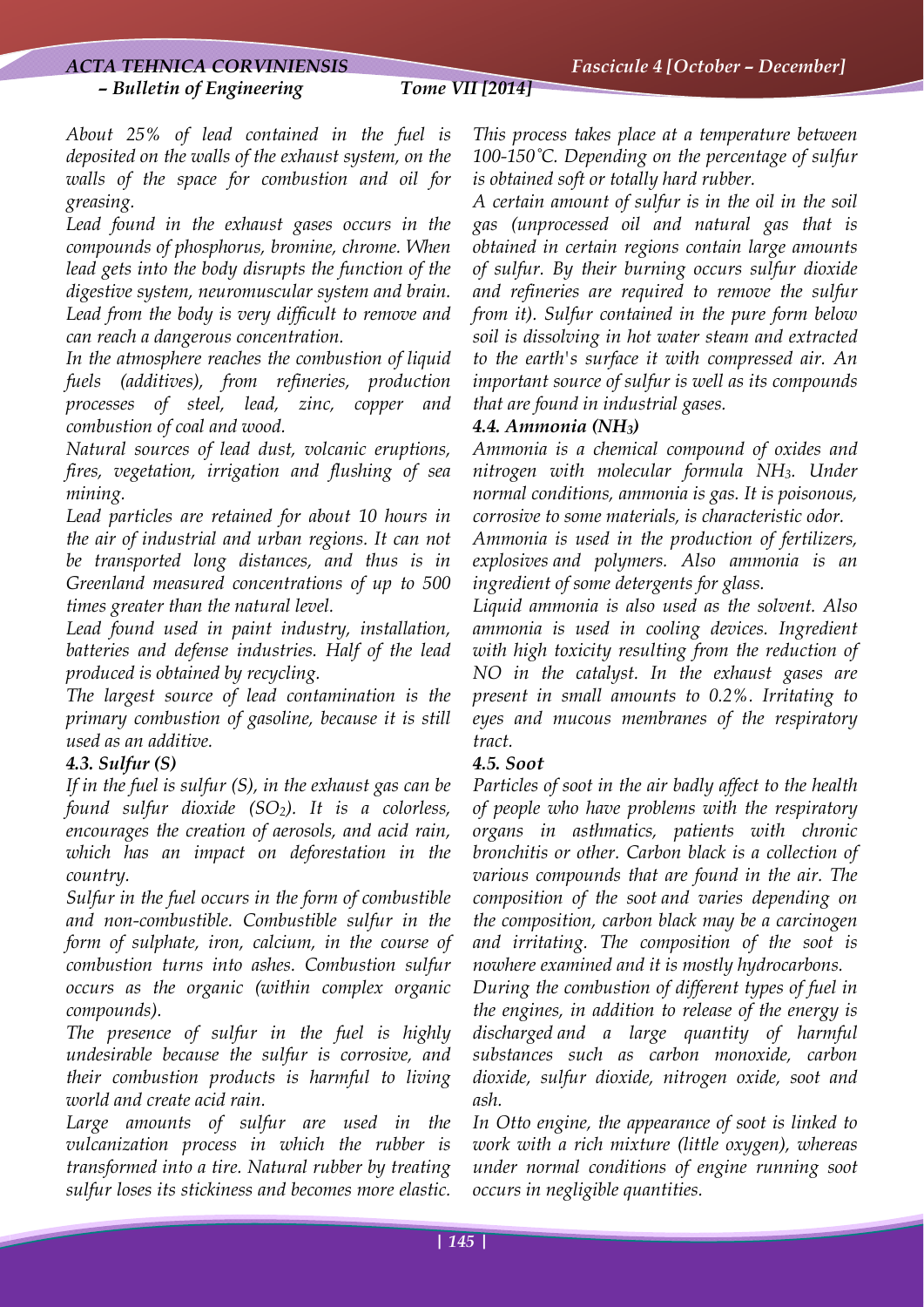*About 25% of lead contained in the fuel is deposited on the walls of the exhaust system, on the walls of the space for combustion and oil for greasing.*

*Lead found in the exhaust gases occurs in the compounds of phosphorus, bromine, chrome. When lead gets into the body disrupts the function of the digestive system, neuromuscular system and brain. Lead from the body is very difficult to remove and can reach a dangerous concentration.*

*In the atmosphere reaches the combustion of liquid fuels (additives), from refineries, production processes of steel, lead, zinc, copper and combustion of coal and wood.*

*Natural sources of lead dust, volcanic eruptions, fires, vegetation, irrigation and flushing of sea mining.*

*Lead particles are retained for about 10 hours in the air of industrial and urban regions. It can not be transported long distances, and thus is in Greenland measured concentrations of up to 500 times greater than the natural level.*

*Lead found used in paint industry, installation, batteries and defense industries. Half of the lead produced is obtained by recycling.*

*The largest source of lead contamination is the primary combustion of gasoline, because it is still used as an additive.*

### *4.3. Sulfur (S)*

*If in the fuel is sulfur (S), in the exhaust gas can be found sulfur dioxide ($SO_2$). It is a colorless, encourages the creation of aerosols, and acid rain, which has an impact on deforestation in the country.*

*Sulfur in the fuel occurs in the form of combustible and non-combustible. Combustible sulfur in the form of sulphate, iron, calcium, in the course of combustion turns into ashes. Combustion sulfur occurs as the organic (within complex organic compounds).*

*The presence of sulfur in the fuel is highly undesirable because the sulfur is corrosive, and their combustion products is harmful to living world and create acid rain.*

*Large amounts of sulfur are used in the vulcanization process in which the rubber is transformed into a tire. Natural rubber by treating sulfur loses its stickiness and becomes more elastic. This process takes place at a temperature between 100-150˚C. Depending on the percentage of sulfur is obtained soft or totally hard rubber.*

*A certain amount of sulfur is in the oil in the soil gas (unprocessed oil and natural gas that is obtained in certain regions contain large amounts of sulfur. By their burning occurs sulfur dioxide and refineries are required to remove the sulfur from it). Sulfur contained in the pure form below soil is dissolving in hot water steam and extracted to the earth's surface it with compressed air. An important source of sulfur is well as its compounds that are found in industrial gases.*

### *4.4. Ammonia ($NH_3$)*

*Ammonia is a chemical compound of oxides and nitrogen with molecular formula $NH_3$. Under normal conditions, ammonia is gas. It is poisonous, corrosive to some materials, is characteristic odor.*

*Ammonia is used in the production of fertilizers, explosives and polymers. Also ammonia is an ingredient of some detergents for glass.*

*Liquid ammonia is also used as the solvent. Also ammonia is used in cooling devices. Ingredient with high toxicity resulting from the reduction of NO in the catalyst. In the exhaust gases are present in small amounts to 0.2%. Irritating to eyes and mucous membranes of the respiratory tract.*

### *4.5. Soot*

*Particles of soot in the air badly affect to the health of people who have problems with the respiratory organs in asthmatics, patients with chronic bronchitis or other. Carbon black is a collection of various compounds that are found in the air. The composition of the soot and varies depending on the composition, carbon black may be a carcinogen and irritating. The composition of the soot is nowhere examined and it is mostly hydrocarbons.*

*During the combustion of different types of fuel in the engines, in addition to release of the energy is discharged and a large quantity of harmful substances such as carbon monoxide, carbon dioxide, sulfur dioxide, nitrogen oxide, soot and ash.*

*In Otto engine, the appearance of soot is linked to work with a rich mixture (little oxygen), whereas under normal conditions of engine running soot occurs in negligible quantities.*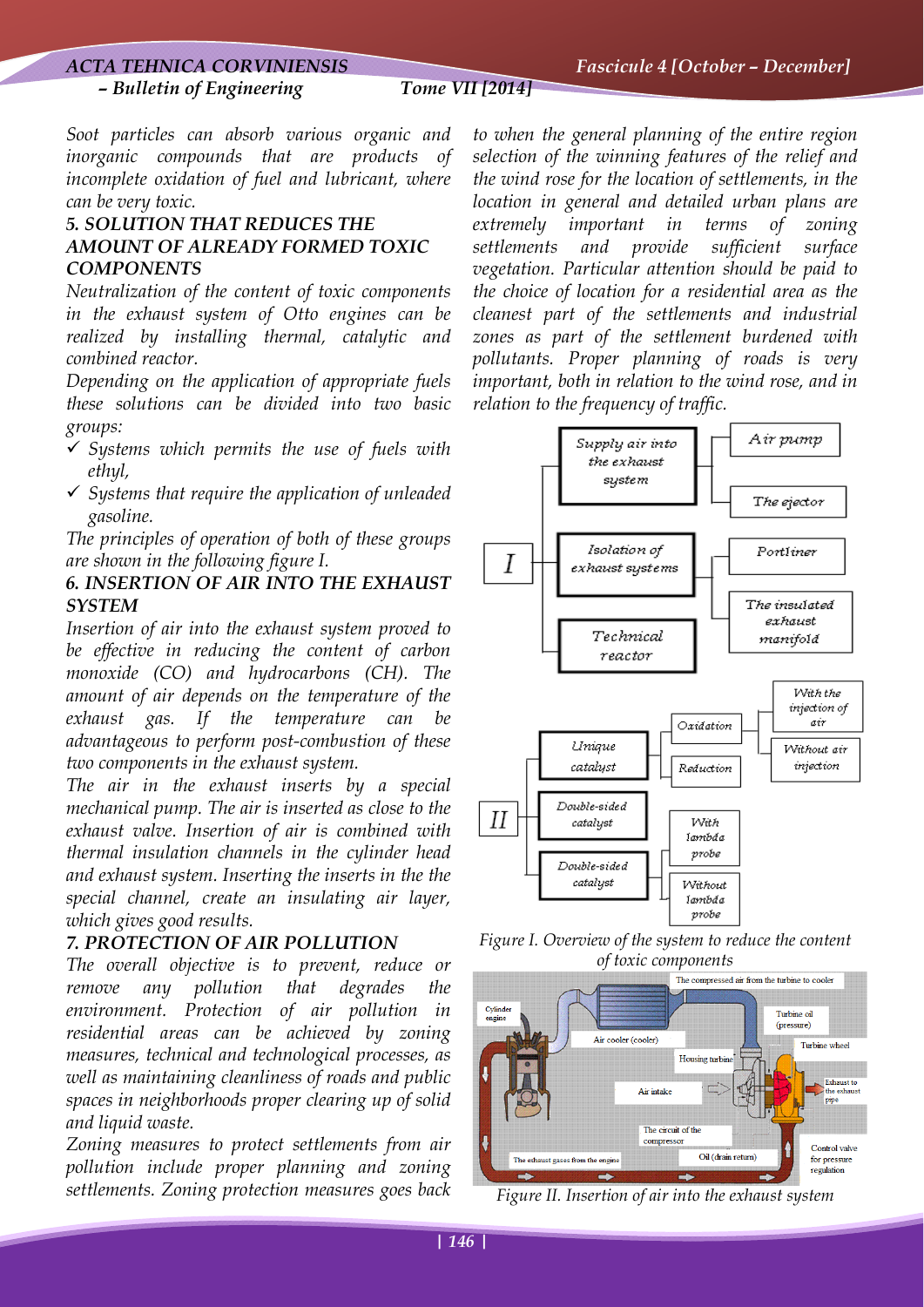*Soot particles can absorb various organic and inorganic compounds that are products of incomplete oxidation of fuel and lubricant, where can be very toxic.*

## 5. SOLUTION THAT REDUCES THE AMOUNT OF ALREADY FORMED TOXIC COMPONENTS

*Neutralization of the content of toxic components in the exhaust system of Otto engines can be realized by installing thermal, catalytic and combined reactor.*

*Depending on the application of appropriate fuels these solutions can be divided into two basic groups:*

- ✓ *Systems which permits the use of fuels with ethyl,*
- ✓ *Systems that require the application of unleaded gasoline.*

*The principles of operation of both of these groups are shown in the following figure I.*

## 6. INSERTION OF AIR INTO THE EXHAUST SYSTEM

*Insertion of air into the exhaust system proved to be effective in reducing the content of carbon monoxide (CO) and hydrocarbons (CH). The amount of air depends on the temperature of the exhaust gas. If the temperature can be advantageous to perform post-combustion of these two components in the exhaust system.*

*The air in the exhaust inserts by a special mechanical pump. The air is inserted as close to the exhaust valve. Insertion of air is combined with thermal insulation channels in the cylinder head and exhaust system. Inserting the inserts in the the special channel, create an insulating air layer, which gives good results.*

## 7. PROTECTION OF AIR POLLUTION

*The overall objective is to prevent, reduce or remove any pollution that degrades the environment. Protection of air pollution in residential areas can be achieved by zoning measures, technical and technological processes, as well as maintaining cleanliness of roads and public spaces in neighborhoods proper clearing up of solid and liquid waste.*

*Zoning measures to protect settlements from air pollution include proper planning and zoning settlements. Zoning protection measures goes back to when the general planning of the entire region selection of the winning features of the relief and the wind rose for the location of settlements, in the location in general and detailed urban plans are extremely important in terms of zoning settlements and provide sufficient surface vegetation. Particular attention should be paid to the choice of location for a residential area as the cleanest part of the settlements and industrial zones as part of the settlement burdened with pollutants. Proper planning of roads is very important, both in relation to the wind rose, and in relation to the frequency of traffic.*

*Figure I. Overview of the system to reduce the content of toxic components*

*Figure II. Insertion of air into the exhaust system*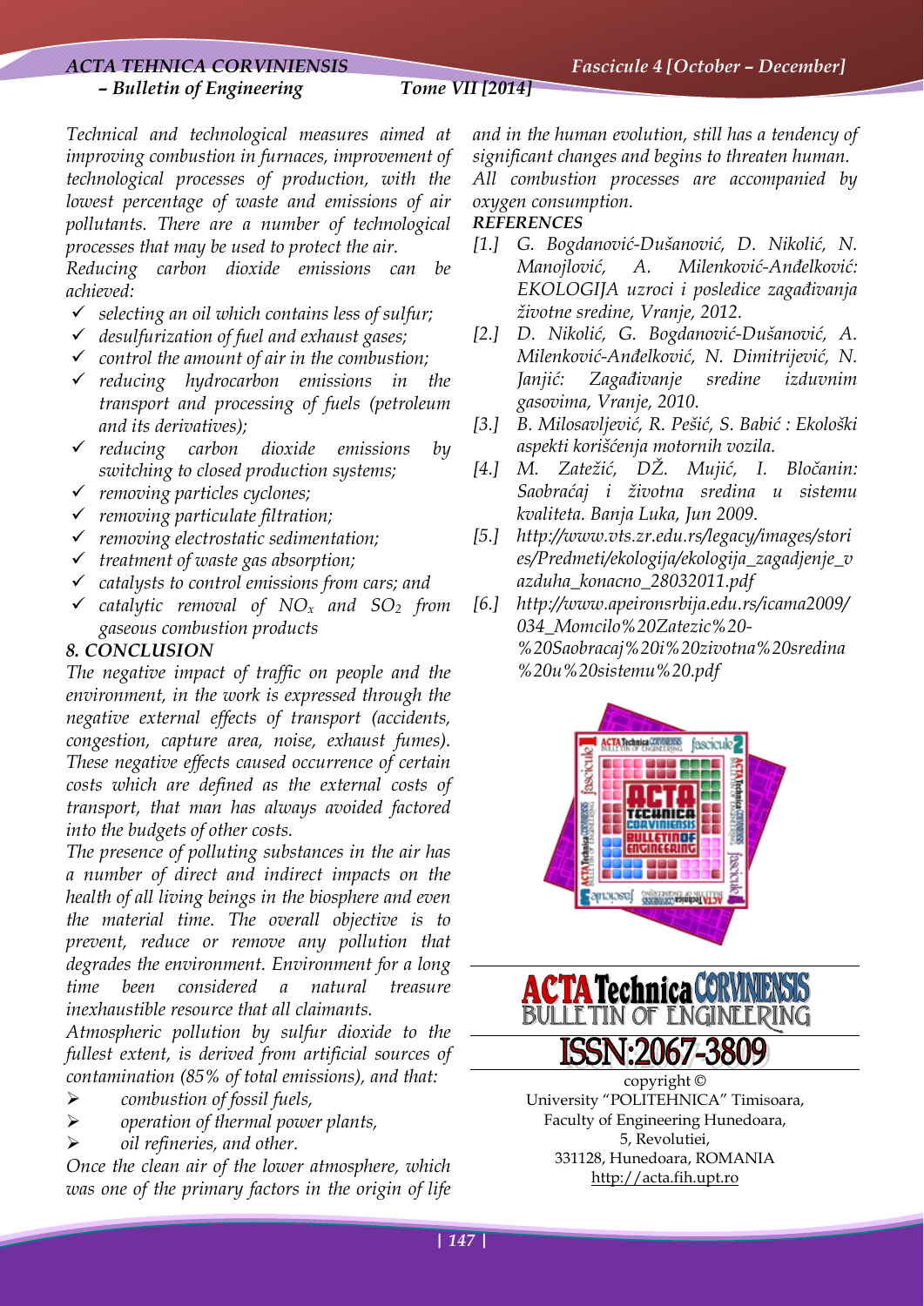*Technical and technological measures aimed at improving combustion in furnaces, improvement of technological processes of production, with the lowest percentage of waste and emissions of air pollutants. There are a number of technological processes that may be used to protect the air.*

*Reducing carbon dioxide emissions can be achieved:*

- ✓ *selecting an oil which contains less of sulfur;*
- ✓ *desulfurization of fuel and exhaust gases;*
- ✓ *control the amount of air in the combustion;*
- ✓ *reducing hydrocarbon emissions in the transport and processing of fuels (petroleum and its derivatives);*
- ✓ *reducing carbon dioxide emissions by switching to closed production systems;*
- ✓ *removing particles cyclones;*
- ✓ *removing particulate filtration;*
- ✓ *removing electrostatic sedimentation;*
- ✓ *treatment of waste gas absorption;*
- ✓ *catalysts to control emissions from cars; and*
- ✓ *catalytic removal of $NO_x$ and $SO_2$ from gaseous combustion products*

### 8. CONCLUSION

*The negative impact of traffic on people and the environment, in the work is expressed through the negative external effects of transport (accidents, congestion, capture area, noise, exhaust fumes). These negative effects caused occurrence of certain costs which are defined as the external costs of transport, that man has always avoided factored into the budgets of other costs.*

*The presence of polluting substances in the air has a number of direct and indirect impacts on the health of all living beings in the biosphere and even the material time. The overall objective is to prevent, reduce or remove any pollution that degrades the environment. Environment for a long time been considered a natural treasure inexhaustible resource that all claimants.*

*Atmospheric pollution by sulfur dioxide to the fullest extent, is derived from artificial sources of contamination (85% of total emissions), and that:*

- ➢ *combustion of fossil fuels,*
- ➢ *operation of thermal power plants,*
- ➢ *oil refineries, and other.*

*Once the clean air of the lower atmosphere, which was one of the primary factors in the origin of life and in the human evolution, still has a tendency of significant changes and begins to threaten human. All combustion processes are accompanied by oxygen consumption.*

### REFERENCES

[1.] *G. Bogdanović-Dušanović, D. Nikolić, N. Manojlović, A. Milenković-Anđelković: EKOLOGIJA uzroci i posledice zagađivanja životne sredine, Vranje, 2012.*

[2.] *D. Nikolić, G. Bogdanović-Dušanović, A. Milenković-Anđelković, N. Dimitrijević, N. Janjić: Zagađivanje sredine izduvnim gasovima, Vranje, 2010.*

[3.] *B. Milosavljević, R. Pešić, S. Babić : Ekološki aspekti korišćenja motornih vozila.*

[4.] *M. Zatežić, DŽ. Mujić, I. Bločanin: Saobraćaj i životna sredina u sistemu kvaliteta. Banja Luka, Jun 2009.*

[5.] *http://www.vts.zr.edu.rs/legacy/images/stories/Predmeti/ekologija/ekologija_zagadjenje_vazduha_konacno_28032011.pdf*

[6.] *http://www.apeironsrbija.edu.rs/icama2009/034_Momcilo%20Zatezic%20-%20Saobracaj%20i%20zivotna%20sredina%20u%20sistemu%20.pdf*

ACTA Technica CORVINIENSIS
BULLETIN OF ENGINEERING

ISSN:2067-3809

copyright ©
University "POLITEHNICA" Timisoara,
Faculty of Engineering Hunedoara,
5, Revolutiei,
331128, Hunedoara, ROMANIA
http://acta.fih.upt.ro